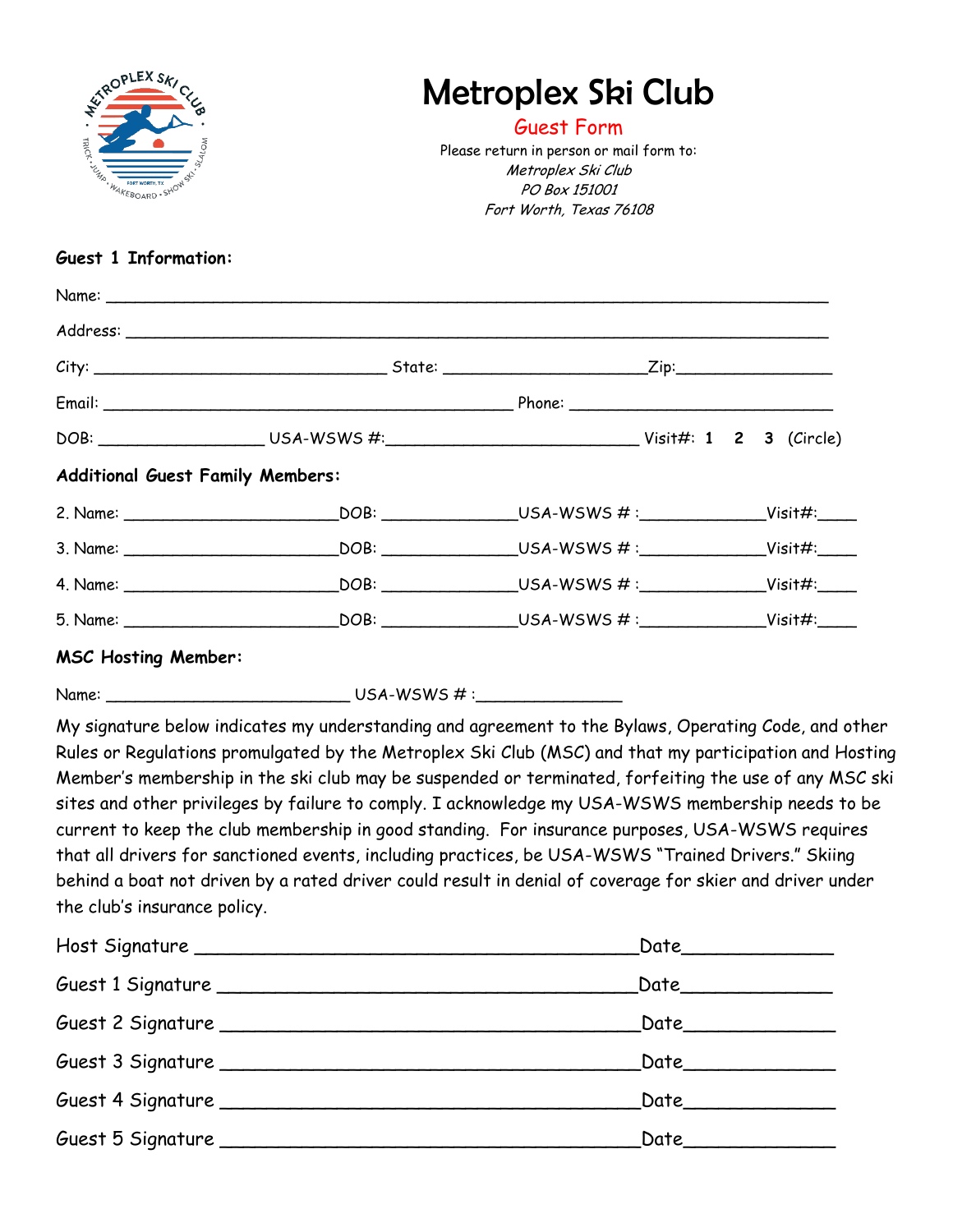# Metroplex Ski Club

## Guest Form

Please return in person or mail form to:

*Metroplex Ski Club*
*PO Box 151001*
*Fort Worth, Texas 76108*

**Guest 1 Information:**

Name: ___________________________________________________________________________

Address: _________________________________________________________________________

City: ______________________________ State: _____________________Zip:________________

Email: ____________________________________________ Phone: ____________________________

DOB: _________________ USA-WSWS #:___________________________ Visit#: **1 2 3** (Circle)

**Additional Guest Family Members:**

2. Name: ______________________DOB: ______________USA-WSWS # :_____________Visit#:____

3. Name: ______________________DOB: ______________USA-WSWS # :_____________Visit#:____

4. Name: ______________________DOB: ______________USA-WSWS # :_____________Visit#:____

5. Name: ______________________DOB: ______________USA-WSWS # :_____________Visit#:____

**MSC Hosting Member:**

Name: __________________________ USA-WSWS # :_______________

My signature below indicates my understanding and agreement to the Bylaws, Operating Code, and other Rules or Regulations promulgated by the Metroplex Ski Club (MSC) and that my participation and Hosting Member's membership in the ski club may be suspended or terminated, forfeiting the use of any MSC ski sites and other privileges by failure to comply. I acknowledge my USA-WSWS membership needs to be current to keep the club membership in good standing. For insurance purposes, USA-WSWS requires that all drivers for sanctioned events, including practices, be USA-WSWS "Trained Drivers." Skiing behind a boat not driven by a rated driver could result in denial of coverage for skier and driver under the club's insurance policy.

Host Signature ___________________________________________Date______________

Guest 1 Signature ________________________________________Date______________

Guest 2 Signature ________________________________________Date______________

Guest 3 Signature ________________________________________Date______________

Guest 4 Signature ________________________________________Date______________

Guest 5 Signature ________________________________________Date______________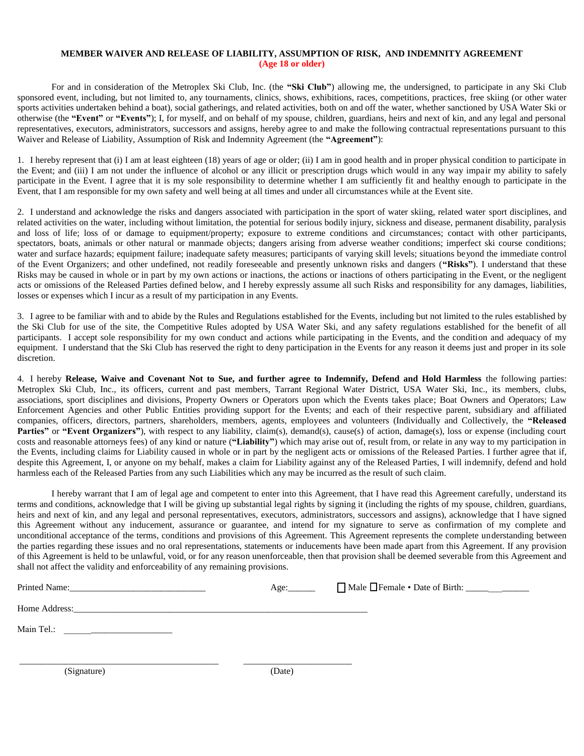## MEMBER WAIVER AND RELEASE OF LIABILITY, ASSUMPTION OF RISK, AND INDEMNITY AGREEMENT
**(Age 18 or older)**

For and in consideration of the Metroplex Ski Club, Inc. (the **"Ski Club"**) allowing me, the undersigned, to participate in any Ski Club sponsored event, including, but not limited to, any tournaments, clinics, shows, exhibitions, races, competitions, practices, free skiing (or other water sports activities undertaken behind a boat), social gatherings, and related activities, both on and off the water, whether sanctioned by USA Water Ski or otherwise (the **"Event"** or **"Events"**); I, for myself, and on behalf of my spouse, children, guardians, heirs and next of kin, and any legal and personal representatives, executors, administrators, successors and assigns, hereby agree to and make the following contractual representations pursuant to this Waiver and Release of Liability, Assumption of Risk and Indemnity Agreement (the **"Agreement"**):

1. I hereby represent that (i) I am at least eighteen (18) years of age or older; (ii) I am in good health and in proper physical condition to participate in the Event; and (iii) I am not under the influence of alcohol or any illicit or prescription drugs which would in any way impair my ability to safely participate in the Event. I agree that it is my sole responsibility to determine whether I am sufficiently fit and healthy enough to participate in the Event, that I am responsible for my own safety and well being at all times and under all circumstances while at the Event site.

2. I understand and acknowledge the risks and dangers associated with participation in the sport of water skiing, related water sport disciplines, and related activities on the water, including without limitation, the potential for serious bodily injury, sickness and disease, permanent disability, paralysis and loss of life; loss of or damage to equipment/property; exposure to extreme conditions and circumstances; contact with other participants, spectators, boats, animals or other natural or manmade objects; dangers arising from adverse weather conditions; imperfect ski course conditions; water and surface hazards; equipment failure; inadequate safety measures; participants of varying skill levels; situations beyond the immediate control of the Event Organizers; and other undefined, not readily foreseeable and presently unknown risks and dangers (**"Risks"**). I understand that these Risks may be caused in whole or in part by my own actions or inactions, the actions or inactions of others participating in the Event, or the negligent acts or omissions of the Released Parties defined below, and I hereby expressly assume all such Risks and responsibility for any damages, liabilities, losses or expenses which I incur as a result of my participation in any Events.

3. I agree to be familiar with and to abide by the Rules and Regulations established for the Events, including but not limited to the rules established by the Ski Club for use of the site, the Competitive Rules adopted by USA Water Ski, and any safety regulations established for the benefit of all participants. I accept sole responsibility for my own conduct and actions while participating in the Events, and the condition and adequacy of my equipment. I understand that the Ski Club has reserved the right to deny participation in the Events for any reason it deems just and proper in its sole discretion.

4. I hereby **Release, Waive and Covenant Not to Sue, and further agree to Indemnify, Defend and Hold Harmless** the following parties: Metroplex Ski Club, Inc., its officers, current and past members, Tarrant Regional Water District, USA Water Ski, Inc., its members, clubs, associations, sport disciplines and divisions, Property Owners or Operators upon which the Events takes place; Boat Owners and Operators; Law Enforcement Agencies and other Public Entities providing support for the Events; and each of their respective parent, subsidiary and affiliated companies, officers, directors, partners, shareholders, members, agents, employees and volunteers (Individually and Collectively, the **"Released Parties"** or **"Event Organizers"**), with respect to any liability, claim(s), demand(s), cause(s) of action, damage(s), loss or expense (including court costs and reasonable attorneys fees) of any kind or nature (**"Liability"**) which may arise out of, result from, or relate in any way to my participation in the Events, including claims for Liability caused in whole or in part by the negligent acts or omissions of the Released Parties. I further agree that if, despite this Agreement, I, or anyone on my behalf, makes a claim for Liability against any of the Released Parties, I will indemnify, defend and hold harmless each of the Released Parties from any such Liabilities which any may be incurred as the result of such claim.

I hereby warrant that I am of legal age and competent to enter into this Agreement, that I have read this Agreement carefully, understand its terms and conditions, acknowledge that I will be giving up substantial legal rights by signing it (including the rights of my spouse, children, guardians, heirs and next of kin, and any legal and personal representatives, executors, administrators, successors and assigns), acknowledge that I have signed this Agreement without any inducement, assurance or guarantee, and intend for my signature to serve as confirmation of my complete and unconditional acceptance of the terms, conditions and provisions of this Agreement. This Agreement represents the complete understanding between the parties regarding these issues and no oral representations, statements or inducements have been made apart from this Agreement. If any provision of this Agreement is held to be unlawful, void, or for any reason unenforceable, then that provision shall be deemed severable from this Agreement and shall not affect the validity and enforceability of any remaining provisions.

Printed Name:______________________________ Age:______ ☐ Male ☐ Female • Date of Birth: ____________

Home Address:______________________________________________________________________

Main Tel.: ________________________

______________________________________________ ________________________
(Signature) (Date)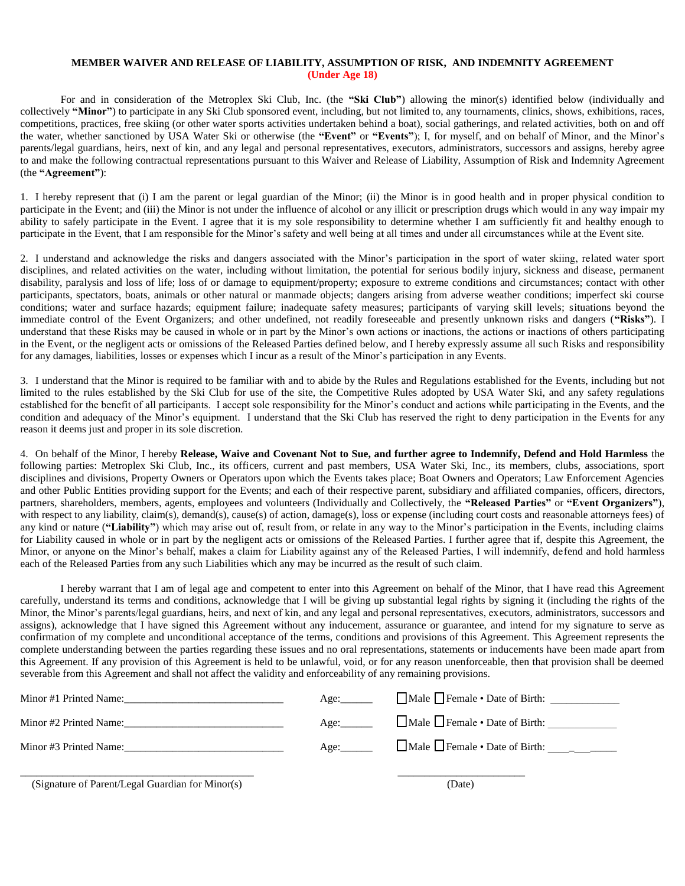**MEMBER WAIVER AND RELEASE OF LIABILITY, ASSUMPTION OF RISK, AND INDEMNITY AGREEMENT**
**(Under Age 18)**

For and in consideration of the Metroplex Ski Club, Inc. (the **"Ski Club"**) allowing the minor(s) identified below (individually and collectively **"Minor"**) to participate in any Ski Club sponsored event, including, but not limited to, any tournaments, clinics, shows, exhibitions, races, competitions, practices, free skiing (or other water sports activities undertaken behind a boat), social gatherings, and related activities, both on and off the water, whether sanctioned by USA Water Ski or otherwise (the **"Event"** or **"Events"**); I, for myself, and on behalf of Minor, and the Minor's parents/legal guardians, heirs, next of kin, and any legal and personal representatives, executors, administrators, successors and assigns, hereby agree to and make the following contractual representations pursuant to this Waiver and Release of Liability, Assumption of Risk and Indemnity Agreement (the **"Agreement"**):

1. I hereby represent that (i) I am the parent or legal guardian of the Minor; (ii) the Minor is in good health and in proper physical condition to participate in the Event; and (iii) the Minor is not under the influence of alcohol or any illicit or prescription drugs which would in any way impair my ability to safely participate in the Event. I agree that it is my sole responsibility to determine whether I am sufficiently fit and healthy enough to participate in the Event, that I am responsible for the Minor's safety and well being at all times and under all circumstances while at the Event site.

2. I understand and acknowledge the risks and dangers associated with the Minor's participation in the sport of water skiing, related water sport disciplines, and related activities on the water, including without limitation, the potential for serious bodily injury, sickness and disease, permanent disability, paralysis and loss of life; loss of or damage to equipment/property; exposure to extreme conditions and circumstances; contact with other participants, spectators, boats, animals or other natural or manmade objects; dangers arising from adverse weather conditions; imperfect ski course conditions; water and surface hazards; equipment failure; inadequate safety measures; participants of varying skill levels; situations beyond the immediate control of the Event Organizers; and other undefined, not readily foreseeable and presently unknown risks and dangers (**"Risks"**). I understand that these Risks may be caused in whole or in part by the Minor's own actions or inactions, the actions or inactions of others participating in the Event, or the negligent acts or omissions of the Released Parties defined below, and I hereby expressly assume all such Risks and responsibility for any damages, liabilities, losses or expenses which I incur as a result of the Minor's participation in any Events.

3. I understand that the Minor is required to be familiar with and to abide by the Rules and Regulations established for the Events, including but not limited to the rules established by the Ski Club for use of the site, the Competitive Rules adopted by USA Water Ski, and any safety regulations established for the benefit of all participants. I accept sole responsibility for the Minor's conduct and actions while participating in the Events, and the condition and adequacy of the Minor's equipment. I understand that the Ski Club has reserved the right to deny participation in the Events for any reason it deems just and proper in its sole discretion.

4. On behalf of the Minor, I hereby **Release, Waive and Covenant Not to Sue, and further agree to Indemnify, Defend and Hold Harmless** the following parties: Metroplex Ski Club, Inc., its officers, current and past members, USA Water Ski, Inc., its members, clubs, associations, sport disciplines and divisions, Property Owners or Operators upon which the Events takes place; Boat Owners and Operators; Law Enforcement Agencies and other Public Entities providing support for the Events; and each of their respective parent, subsidiary and affiliated companies, officers, directors, partners, shareholders, members, agents, employees and volunteers (Individually and Collectively, the **"Released Parties"** or **"Event Organizers"**), with respect to any liability, claim(s), demand(s), cause(s) of action, damage(s), loss or expense (including court costs and reasonable attorneys fees) of any kind or nature (**"Liability"**) which may arise out of, result from, or relate in any way to the Minor's participation in the Events, including claims for Liability caused in whole or in part by the negligent acts or omissions of the Released Parties. I further agree that if, despite this Agreement, the Minor, or anyone on the Minor's behalf, makes a claim for Liability against any of the Released Parties, I will indemnify, defend and hold harmless each of the Released Parties from any such Liabilities which any may be incurred as the result of such claim.

I hereby warrant that I am of legal age and competent to enter into this Agreement on behalf of the Minor, that I have read this Agreement carefully, understand its terms and conditions, acknowledge that I will be giving up substantial legal rights by signing it (including the rights of the Minor, the Minor's parents/legal guardians, heirs, and next of kin, and any legal and personal representatives, executors, administrators, successors and assigns), acknowledge that I have signed this Agreement without any inducement, assurance or guarantee, and intend for my signature to serve as confirmation of my complete and unconditional acceptance of the terms, conditions and provisions of this Agreement. This Agreement represents the complete understanding between the parties regarding these issues and no oral representations, statements or inducements have been made apart from this Agreement. If any provision of this Agreement is held to be unlawful, void, or for any reason unenforceable, then that provision shall be deemed severable from this Agreement and shall not affect the validity and enforceability of any remaining provisions.

Minor #1 Printed Name:______________________________ Age:______ ☐Male ☐Female • Date of Birth: _____________

Minor #2 Printed Name:______________________________ Age:______ ☐Male ☐Female • Date of Birth: _____________

Minor #3 Printed Name:______________________________ Age:______ ☐Male ☐Female • Date of Birth: _____________

_____________________________________________ ________________________
(Signature of Parent/Legal Guardian for Minor(s)) (Date)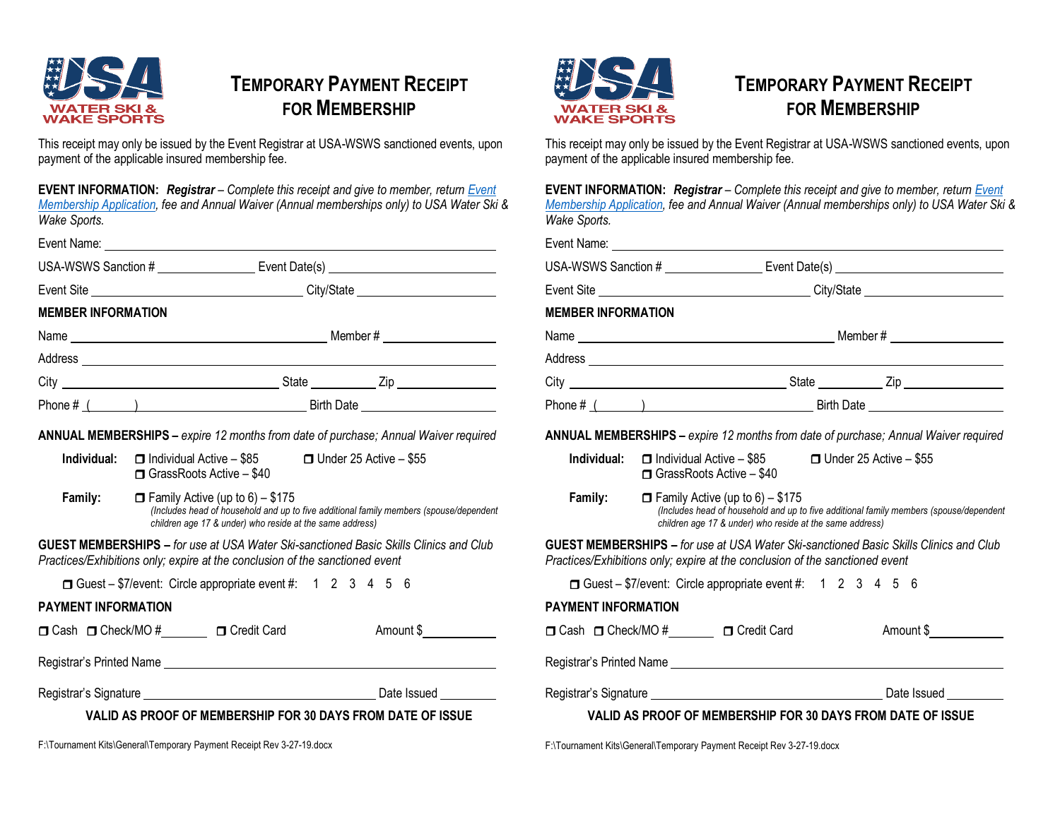USA WATER SKI & WAKE SPORTS

# TEMPORARY PAYMENT RECEIPT FOR MEMBERSHIP

This receipt may only be issued by the Event Registrar at USA-WSWS sanctioned events, upon payment of the applicable insured membership fee.

**EVENT INFORMATION:** ***Registrar*** *– Complete this receipt and give to member, return Event Membership Application, fee and Annual Waiver (Annual memberships only) to USA Water Ski & Wake Sports.*

Event Name: ______________________________________________

USA-WSWS Sanction # ______________ Event Date(s) ______________________

Event Site ____________________________ City/State ____________________

**MEMBER INFORMATION**

Name ________________________________ Member # _______________

Address ______________________________________________________

City ____________________________ State _________ Zip _____________

Phone # ( ) ________________________ Birth Date ___________________

**ANNUAL MEMBERSHIPS –** *expire 12 months from date of purchase; Annual Waiver required*

**Individual:** ☐ Individual Active – $85 ☐ Under 25 Active – $55
☐ GrassRoots Active – $40

**Family:** ☐ Family Active (up to 6) – $175
*(Includes head of household and up to five additional family members (spouse/dependent children age 17 & under) who reside at the same address)*

**GUEST MEMBERSHIPS –** *for use at USA Water Ski-sanctioned Basic Skills Clinics and Club Practices/Exhibitions only; expire at the conclusion of the sanctioned event*

☐ Guest – $7/event: Circle appropriate event #: 1 2 3 4 5 6

**PAYMENT INFORMATION**

☐ Cash ☐ Check/MO #_______ ☐ Credit Card Amount $___________

Registrar's Printed Name ____________________________________________

Registrar's Signature ______________________________ Date Issued _________

**VALID AS PROOF OF MEMBERSHIP FOR 30 DAYS FROM DATE OF ISSUE**

F:\Tournament Kits\General\Temporary Payment Receipt Rev 3-27-19.docx

---

USA WATER SKI & WAKE SPORTS

# TEMPORARY PAYMENT RECEIPT FOR MEMBERSHIP

This receipt may only be issued by the Event Registrar at USA-WSWS sanctioned events, upon payment of the applicable insured membership fee.

**EVENT INFORMATION:** ***Registrar*** *– Complete this receipt and give to member, return Event Membership Application, fee and Annual Waiver (Annual memberships only) to USA Water Ski & Wake Sports.*

Event Name: ______________________________________________

USA-WSWS Sanction # ______________ Event Date(s) ______________________

Event Site ____________________________ City/State ____________________

**MEMBER INFORMATION**

Name ________________________________ Member # _______________

Address ______________________________________________________

City ____________________________ State _________ Zip _____________

Phone # ( ) ________________________ Birth Date ___________________

**ANNUAL MEMBERSHIPS –** *expire 12 months from date of purchase; Annual Waiver required*

**Individual:** ☐ Individual Active – $85 ☐ Under 25 Active – $55
☐ GrassRoots Active – $40

**Family:** ☐ Family Active (up to 6) – $175
*(Includes head of household and up to five additional family members (spouse/dependent children age 17 & under) who reside at the same address)*

**GUEST MEMBERSHIPS –** *for use at USA Water Ski-sanctioned Basic Skills Clinics and Club Practices/Exhibitions only; expire at the conclusion of the sanctioned event*

☐ Guest – $7/event: Circle appropriate event #: 1 2 3 4 5 6

**PAYMENT INFORMATION**

☐ Cash ☐ Check/MO #_______ ☐ Credit Card Amount $___________

Registrar's Printed Name ____________________________________________

Registrar's Signature ______________________________ Date Issued _________

**VALID AS PROOF OF MEMBERSHIP FOR 30 DAYS FROM DATE OF ISSUE**

F:\Tournament Kits\General\Temporary Payment Receipt Rev 3-27-19.docx